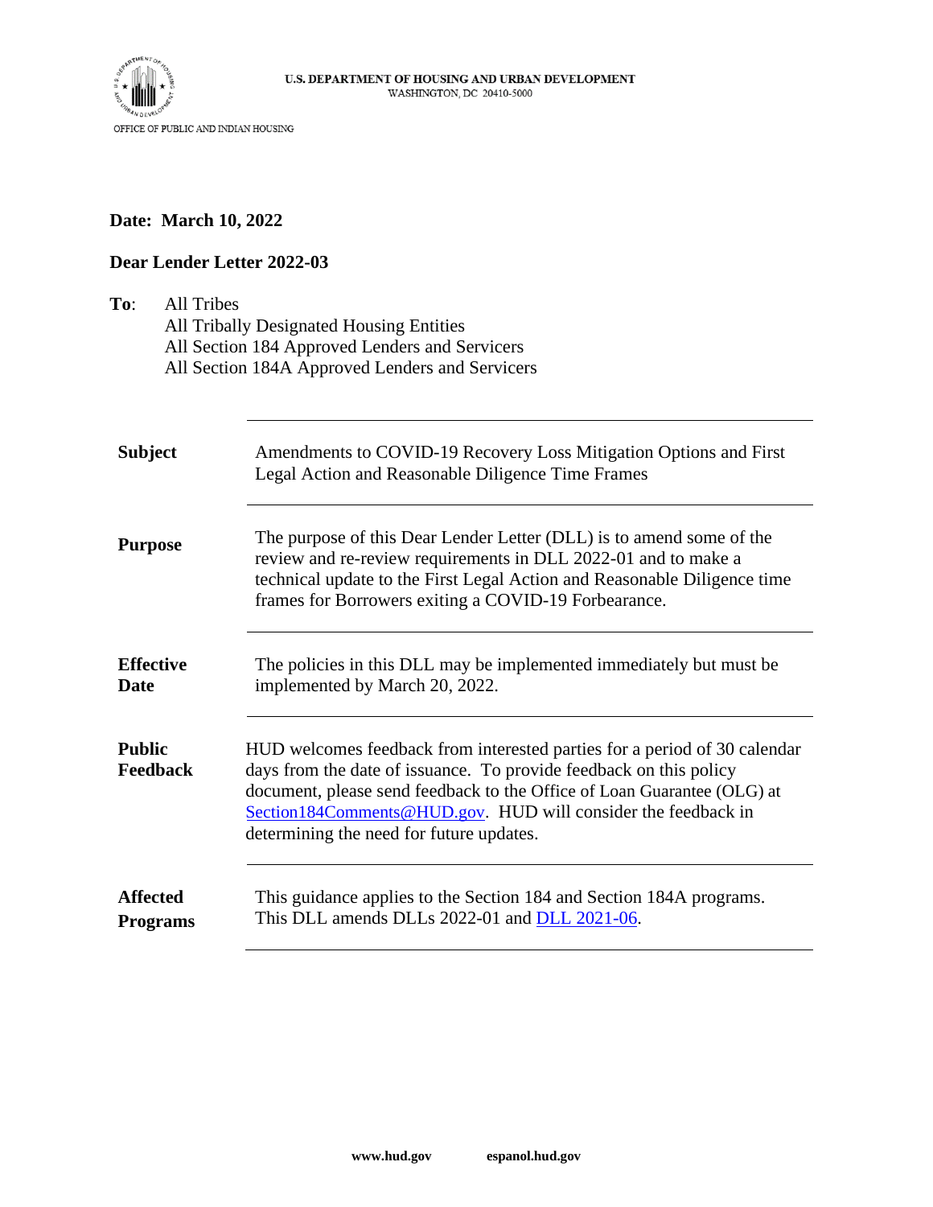U.S. DEPARTMENT OF HOUSING AND URBAN DEVELOPMENT
WASHINGTON, DC 20410-5000

OFFICE OF PUBLIC AND INDIAN HOUSING

**Date: March 10, 2022**

**Dear Lender Letter 2022-03**

**To**: All Tribes
All Tribally Designated Housing Entities
All Section 184 Approved Lenders and Servicers
All Section 184A Approved Lenders and Servicers

| | |
|---|---|
| **Subject** | Amendments to COVID-19 Recovery Loss Mitigation Options and First Legal Action and Reasonable Diligence Time Frames |
| **Purpose** | The purpose of this Dear Lender Letter (DLL) is to amend some of the review and re-review requirements in DLL 2022-01 and to make a technical update to the First Legal Action and Reasonable Diligence time frames for Borrowers exiting a COVID-19 Forbearance. |
| **Effective Date** | The policies in this DLL may be implemented immediately but must be implemented by March 20, 2022. |
| **Public Feedback** | HUD welcomes feedback from interested parties for a period of 30 calendar days from the date of issuance. To provide feedback on this policy document, please send feedback to the Office of Loan Guarantee (OLG) at Section184Comments@HUD.gov. HUD will consider the feedback in determining the need for future updates. |
| **Affected Programs** | This guidance applies to the Section 184 and Section 184A programs. This DLL amends DLLs 2022-01 and DLL 2021-06. |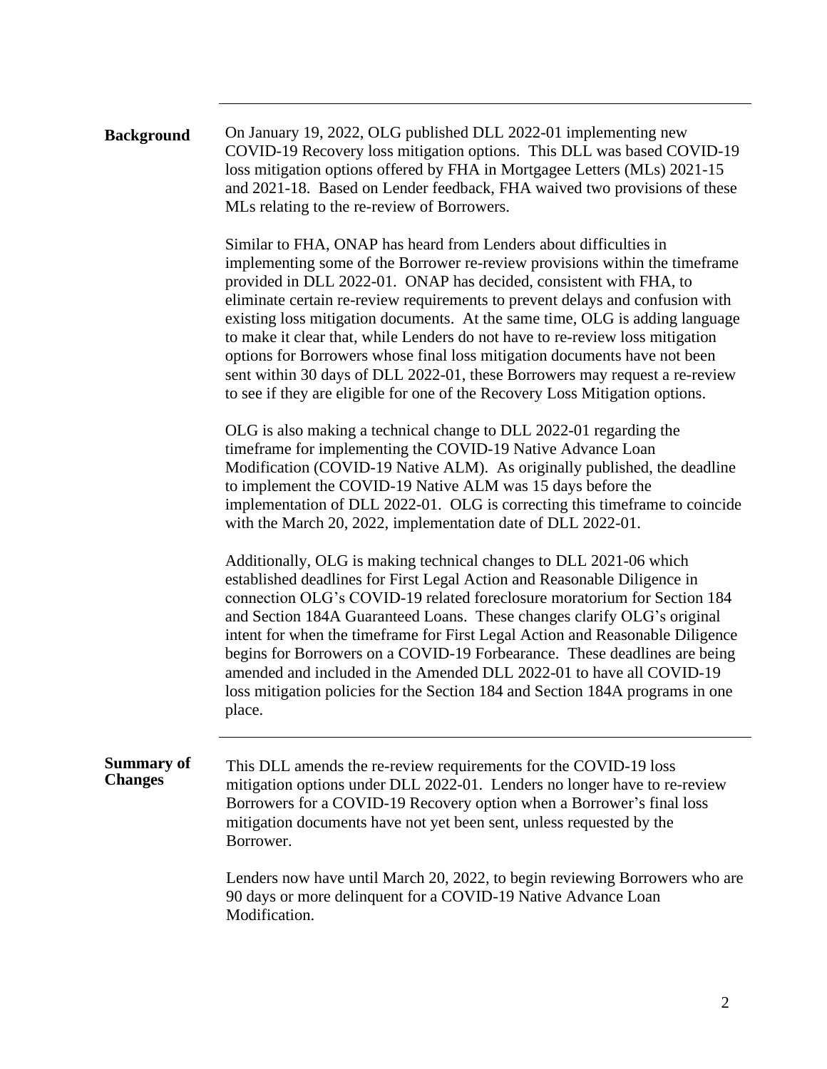## Background

On January 19, 2022, OLG published DLL 2022-01 implementing new COVID-19 Recovery loss mitigation options. This DLL was based COVID-19 loss mitigation options offered by FHA in Mortgagee Letters (MLs) 2021-15 and 2021-18. Based on Lender feedback, FHA waived two provisions of these MLs relating to the re-review of Borrowers.

Similar to FHA, ONAP has heard from Lenders about difficulties in implementing some of the Borrower re-review provisions within the timeframe provided in DLL 2022-01. ONAP has decided, consistent with FHA, to eliminate certain re-review requirements to prevent delays and confusion with existing loss mitigation documents. At the same time, OLG is adding language to make it clear that, while Lenders do not have to re-review loss mitigation options for Borrowers whose final loss mitigation documents have not been sent within 30 days of DLL 2022-01, these Borrowers may request a re-review to see if they are eligible for one of the Recovery Loss Mitigation options.

OLG is also making a technical change to DLL 2022-01 regarding the timeframe for implementing the COVID-19 Native Advance Loan Modification (COVID-19 Native ALM). As originally published, the deadline to implement the COVID-19 Native ALM was 15 days before the implementation of DLL 2022-01. OLG is correcting this timeframe to coincide with the March 20, 2022, implementation date of DLL 2022-01.

Additionally, OLG is making technical changes to DLL 2021-06 which established deadlines for First Legal Action and Reasonable Diligence in connection OLG's COVID-19 related foreclosure moratorium for Section 184 and Section 184A Guaranteed Loans. These changes clarify OLG's original intent for when the timeframe for First Legal Action and Reasonable Diligence begins for Borrowers on a COVID-19 Forbearance. These deadlines are being amended and included in the Amended DLL 2022-01 to have all COVID-19 loss mitigation policies for the Section 184 and Section 184A programs in one place.

## Summary of Changes

This DLL amends the re-review requirements for the COVID-19 loss mitigation options under DLL 2022-01. Lenders no longer have to re-review Borrowers for a COVID-19 Recovery option when a Borrower's final loss mitigation documents have not yet been sent, unless requested by the Borrower.

Lenders now have until March 20, 2022, to begin reviewing Borrowers who are 90 days or more delinquent for a COVID-19 Native Advance Loan Modification.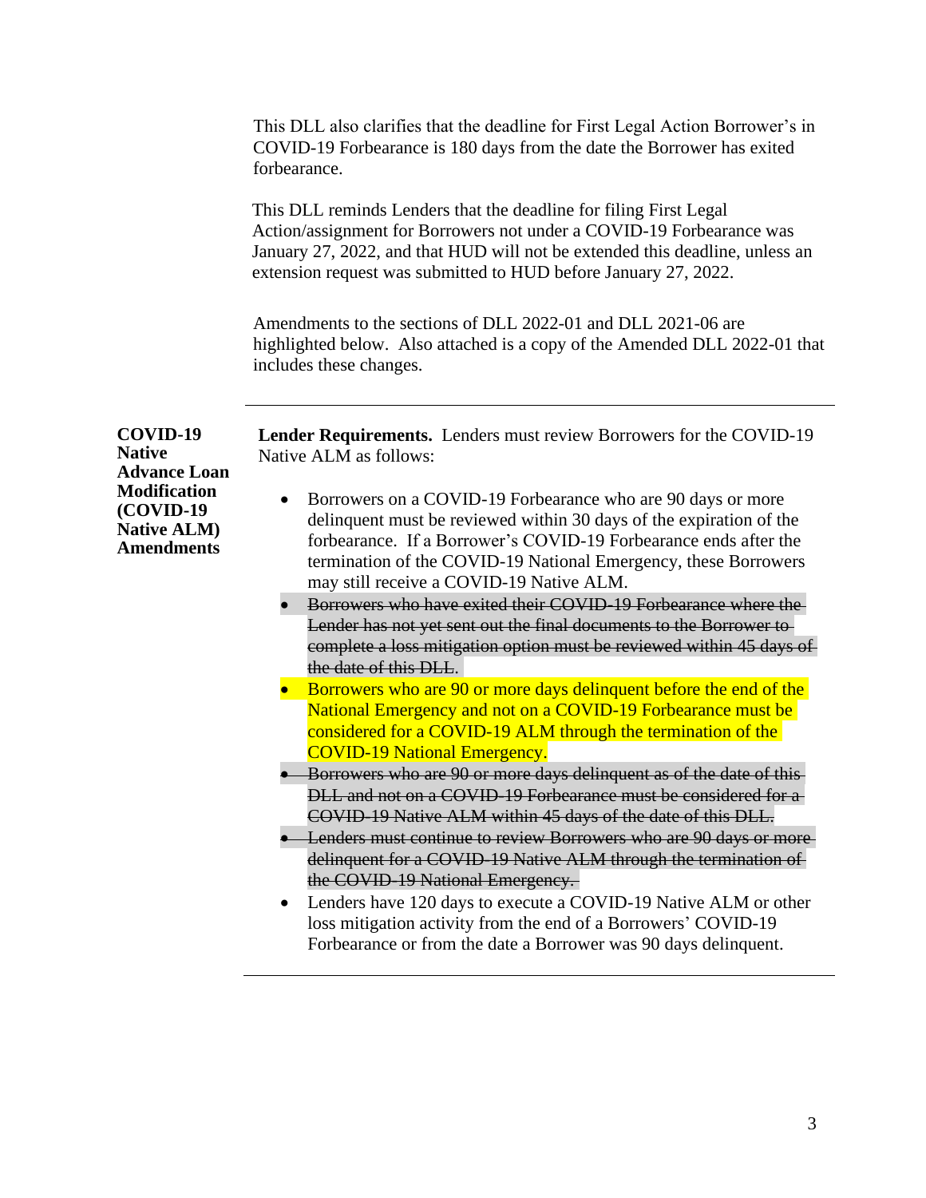This DLL also clarifies that the deadline for First Legal Action Borrower's in COVID-19 Forbearance is 180 days from the date the Borrower has exited forbearance.

This DLL reminds Lenders that the deadline for filing First Legal Action/assignment for Borrowers not under a COVID-19 Forbearance was January 27, 2022, and that HUD will not be extended this deadline, unless an extension request was submitted to HUD before January 27, 2022.

Amendments to the sections of DLL 2022-01 and DLL 2021-06 are highlighted below. Also attached is a copy of the Amended DLL 2022-01 that includes these changes.

---

**COVID-19 Native Advance Loan Modification (COVID-19 Native ALM) Amendments**

**Lender Requirements.** Lenders must review Borrowers for the COVID-19 Native ALM as follows:

- Borrowers on a COVID-19 Forbearance who are 90 days or more delinquent must be reviewed within 30 days of the expiration of the forbearance. If a Borrower's COVID-19 Forbearance ends after the termination of the COVID-19 National Emergency, these Borrowers may still receive a COVID-19 Native ALM.
- ~~Borrowers who have exited their COVID-19 Forbearance where the Lender has not yet sent out the final documents to the Borrower to complete a loss mitigation option must be reviewed within 45 days of the date of this DLL.~~
- Borrowers who are 90 or more days delinquent before the end of the National Emergency and not on a COVID-19 Forbearance must be considered for a COVID-19 ALM through the termination of the COVID-19 National Emergency.
- ~~Borrowers who are 90 or more days delinquent as of the date of this DLL and not on a COVID-19 Forbearance must be considered for a COVID-19 Native ALM within 45 days of the date of this DLL.~~
- ~~Lenders must continue to review Borrowers who are 90 days or more delinquent for a COVID-19 Native ALM through the termination of the COVID-19 National Emergency.~~
- Lenders have 120 days to execute a COVID-19 Native ALM or other loss mitigation activity from the end of a Borrowers' COVID-19 Forbearance or from the date a Borrower was 90 days delinquent.

---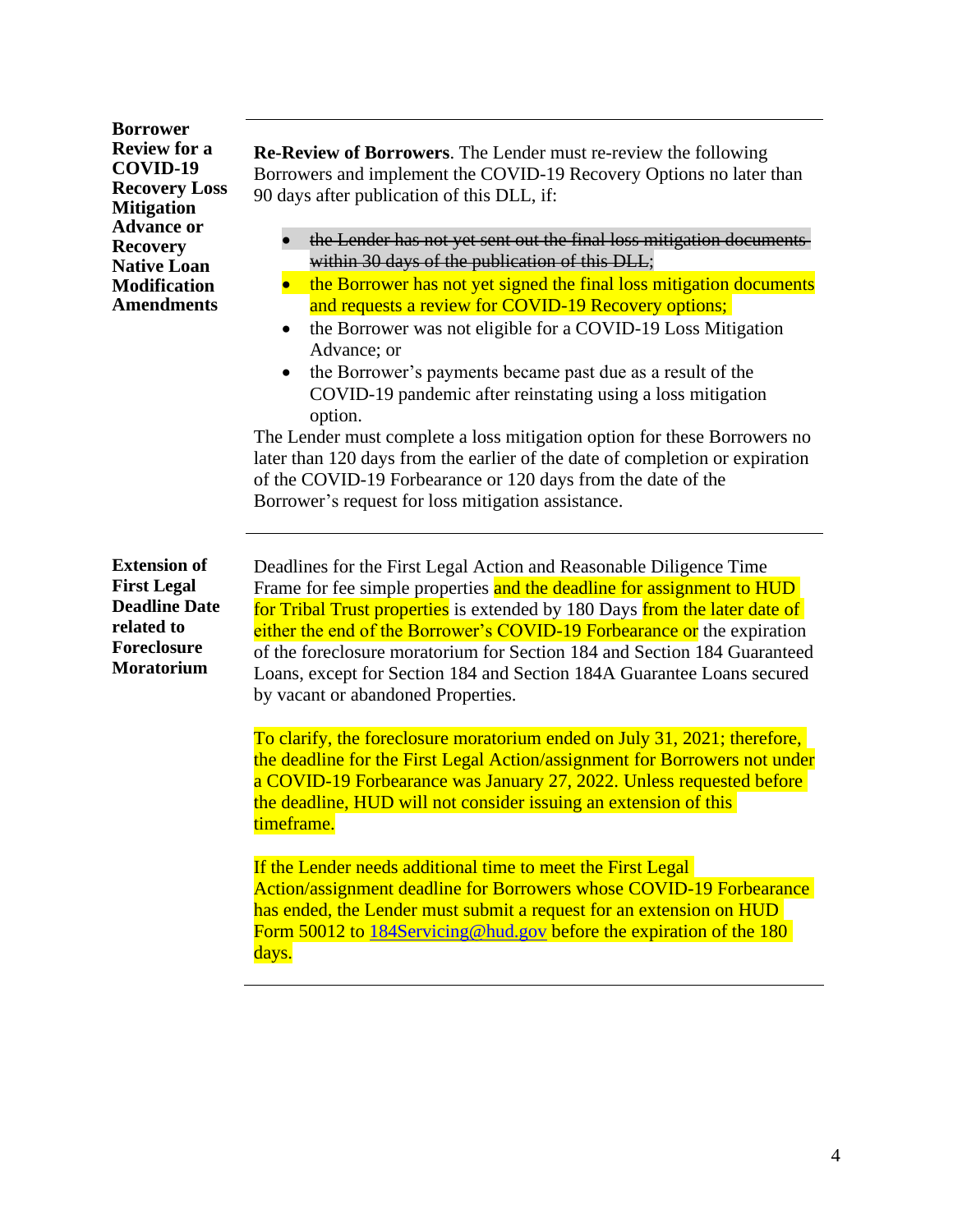| | |
|---|---|
| **Borrower Review for a COVID-19 Recovery Loss Mitigation Advance or Recovery Native Loan Modification Amendments** | **Re-Review of Borrowers**. The Lender must re-review the following Borrowers and implement the COVID-19 Recovery Options no later than 90 days after publication of this DLL, if: <br><br>• ~~the Lender has not yet sent out the final loss mitigation documents within 30 days of the publication of this DLL;~~<br>• the Borrower has not yet signed the final loss mitigation documents and requests a review for COVID-19 Recovery options;<br>• the Borrower was not eligible for a COVID-19 Loss Mitigation Advance; or<br>• the Borrower's payments became past due as a result of the COVID-19 pandemic after reinstating using a loss mitigation option.<br><br>The Lender must complete a loss mitigation option for these Borrowers no later than 120 days from the earlier of the date of completion or expiration of the COVID-19 Forbearance or 120 days from the date of the Borrower's request for loss mitigation assistance. |
| **Extension of First Legal Deadline Date related to Foreclosure Moratorium** | Deadlines for the First Legal Action and Reasonable Diligence Time Frame for fee simple properties and the deadline for assignment to HUD for Tribal Trust properties is extended by 180 Days from the later date of either the end of the Borrower's COVID-19 Forbearance or the expiration of the foreclosure moratorium for Section 184 and Section 184 Guaranteed Loans, except for Section 184 and Section 184A Guarantee Loans secured by vacant or abandoned Properties.<br><br>To clarify, the foreclosure moratorium ended on July 31, 2021; therefore, the deadline for the First Legal Action/assignment for Borrowers not under a COVID-19 Forbearance was January 27, 2022. Unless requested before the deadline, HUD will not consider issuing an extension of this timeframe.<br><br>If the Lender needs additional time to meet the First Legal Action/assignment deadline for Borrowers whose COVID-19 Forbearance has ended, the Lender must submit a request for an extension on HUD Form 50012 to 184Servicing@hud.gov before the expiration of the 180 days. |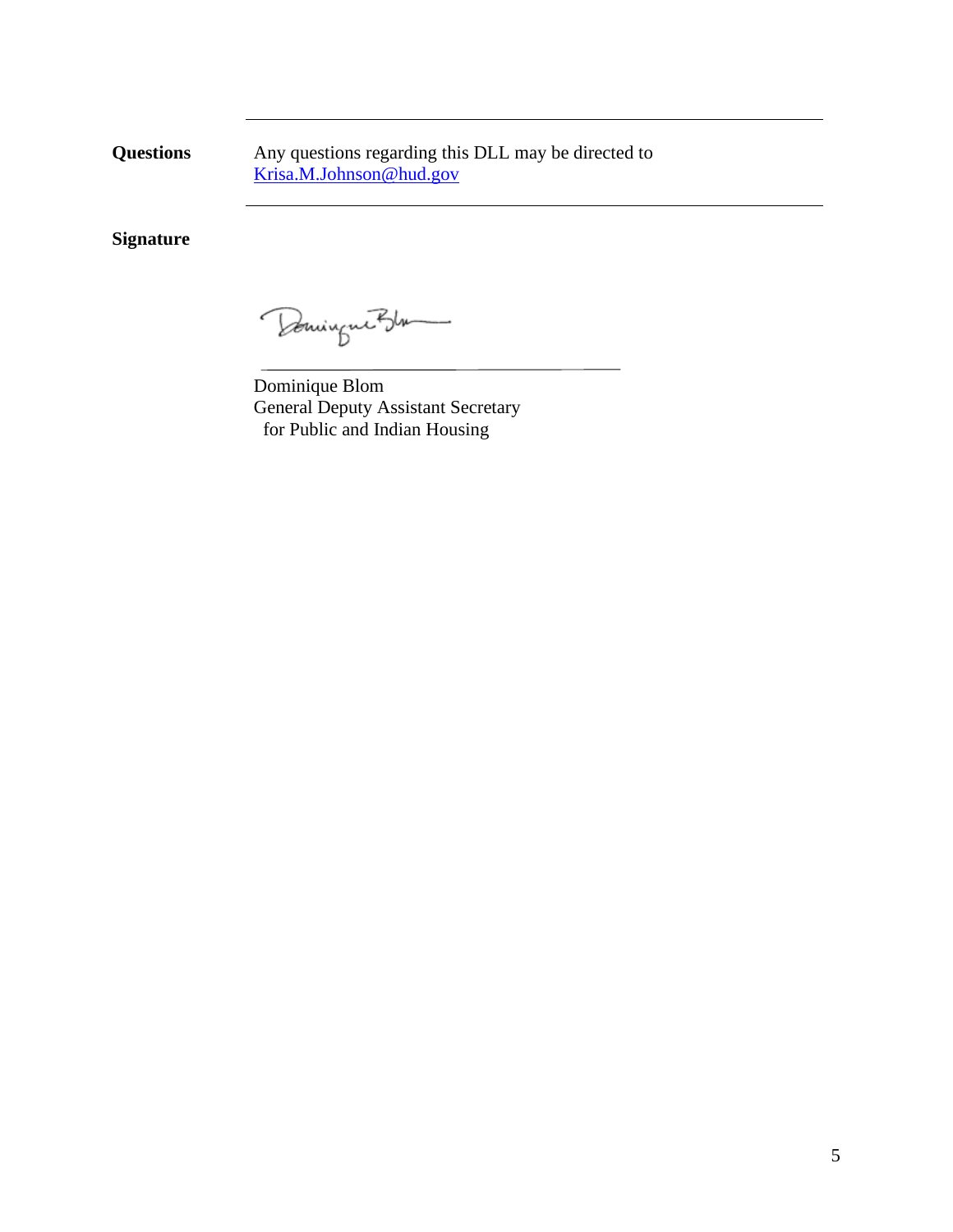**Questions**

Any questions regarding this DLL may be directed to [Krisa.M.Johnson@hud.gov](mailto:Krisa.M.Johnson@hud.gov)

**Signature**

Dominique Blom
General Deputy Assistant Secretary
for Public and Indian Housing